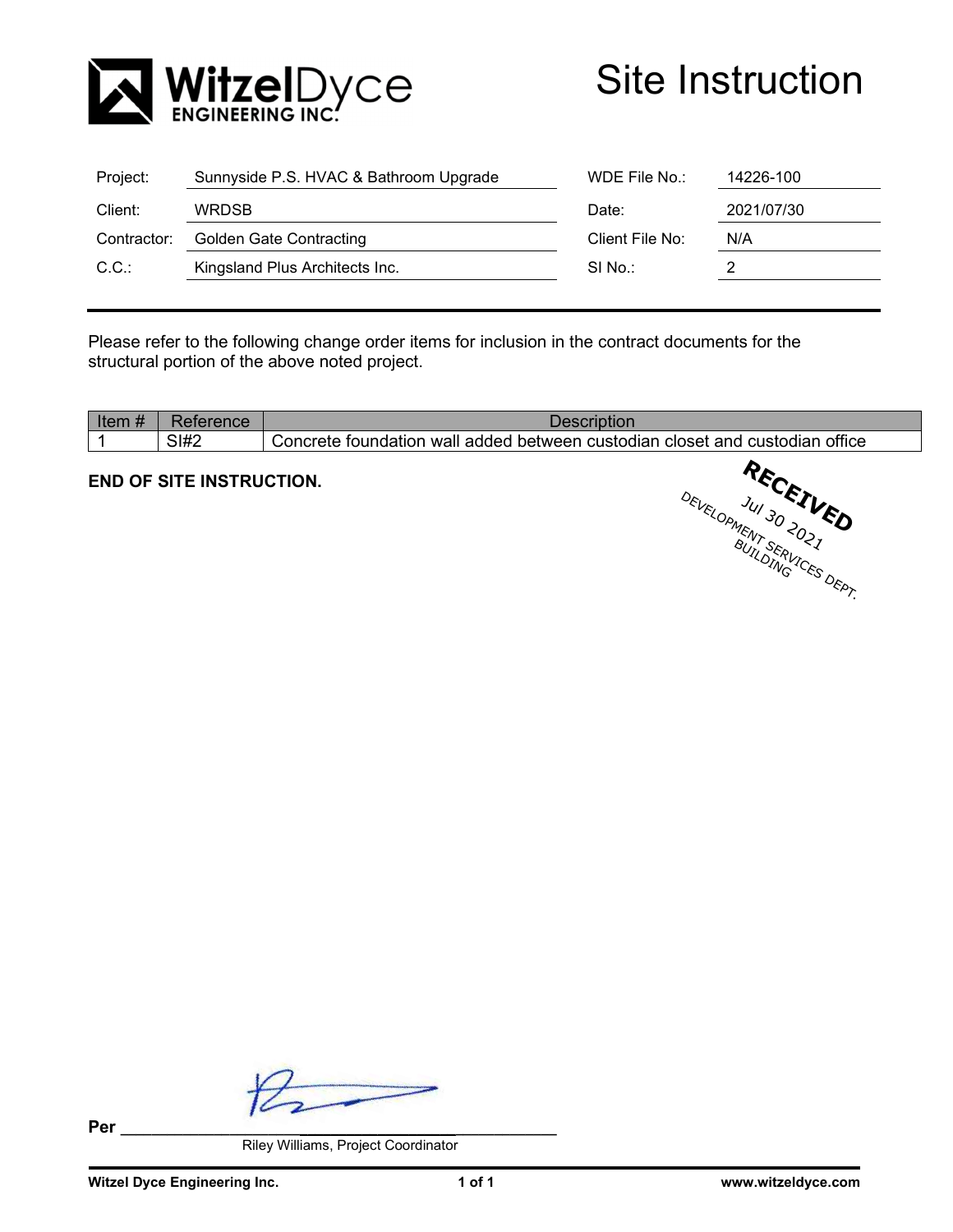**WitzelDyce ENGINEERING INC.**

# Site Instruction

| | | | |
|---|---|---|---|
| Project: | Sunnyside P.S. HVAC & Bathroom Upgrade | WDE File No.: | 14226-100 |
| Client: | WRDSB | Date: | 2021/07/30 |
| Contractor: | Golden Gate Contracting | Client File No: | N/A |
| C.C.: | Kingsland Plus Architects Inc. | SI No.: | 2 |

Please refer to the following change order items for inclusion in the contract documents for the structural portion of the above noted project.

| Item # | Reference | Description |
|---|---|---|
| 1 | SI#2 | Concrete foundation wall added between custodian closet and custodian office |

**END OF SITE INSTRUCTION.**

RECEIVED
Jul 30 2021
DEVELOPMENT SERVICES DEPT.
BUILDING

**Per** ____________________

Riley Williams, Project Coordinator

**Witzel Dyce Engineering Inc.** **www.witzeldyce.com**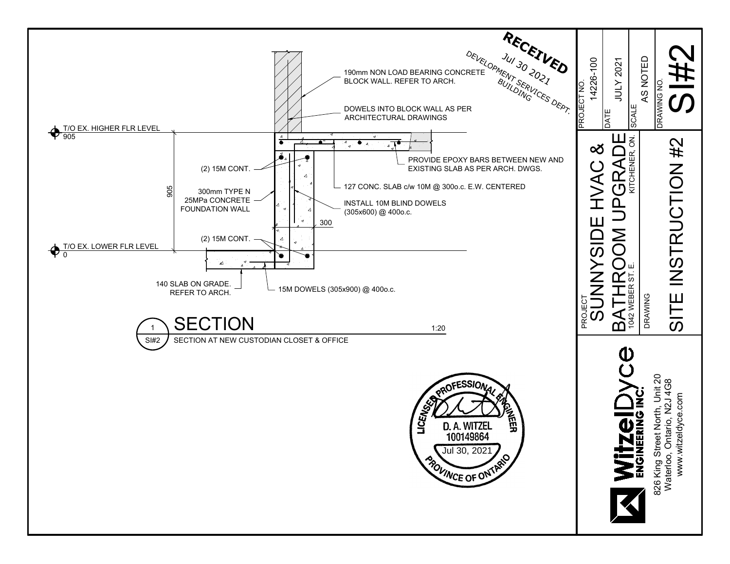RECEIVED
Jul 30 2021
DEVELOPMENT SERVICES DEPT.
BUILDING

190mm NON LOAD BEARING CONCRETE BLOCK WALL. REFER TO ARCH.

DOWELS INTO BLOCK WALL AS PER ARCHITECTURAL DRAWINGS

T/O EX. HIGHER FLR LEVEL
905

PROVIDE EPOXY BARS BETWEEN NEW AND EXISTING SLAB AS PER ARCH. DWGS.

(2) 15M CONT.

127 CONC. SLAB c/w 10M @ 300o.c. E.W. CENTERED

905

300mm TYPE N 25MPa CONCRETE FOUNDATION WALL

INSTALL 10M BLIND DOWELS (305x600) @ 400o.c.

300

(2) 15M CONT.

T/O EX. LOWER FLR LEVEL
0

140 SLAB ON GRADE. REFER TO ARCH.

15M DOWELS (305x900) @ 400o.c.

## 1 / SI#2 SECTION

1:20

SECTION AT NEW CUSTODIAN CLOSET & OFFICE

LICENSED PROFESSIONAL ENGINEER
D. A. WITZEL
100149864
Jul 30, 2021
PROVINCE OF ONTARIO

PROJECT NO. 14226-100

DATE JULY 2021

SCALE AS NOTED

DRAWING NO. SI#2

PROJECT
SUNNYSIDE HVAC & BATHROOM UPGRADE
1042 WEBER ST. E. KITCHENER, ON.

DRAWING
SITE INSTRUCTION #2

WitzelDyce ENGINEERING INC.
826 King Street North, Unit 20
Waterloo, Ontario, N2J 4G8
www.witzeldyce.com